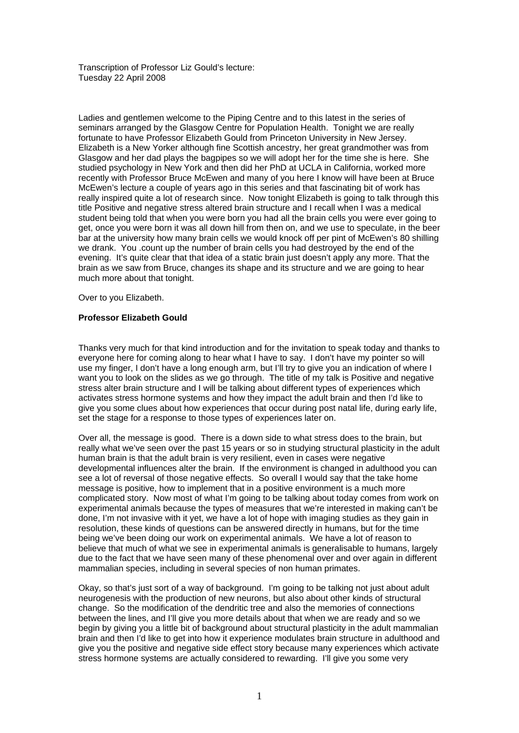Transcription of Professor Liz Gould's lecture:
Tuesday 22 April 2008

Ladies and gentlemen welcome to the Piping Centre and to this latest in the series of seminars arranged by the Glasgow Centre for Population Health. Tonight we are really fortunate to have Professor Elizabeth Gould from Princeton University in New Jersey. Elizabeth is a New Yorker although fine Scottish ancestry, her great grandmother was from Glasgow and her dad plays the bagpipes so we will adopt her for the time she is here. She studied psychology in New York and then did her PhD at UCLA in California, worked more recently with Professor Bruce McEwen and many of you here I know will have been at Bruce McEwen's lecture a couple of years ago in this series and that fascinating bit of work has really inspired quite a lot of research since. Now tonight Elizabeth is going to talk through this title Positive and negative stress altered brain structure and I recall when I was a medical student being told that when you were born you had all the brain cells you were ever going to get, once you were born it was all down hill from then on, and we use to speculate, in the beer bar at the university how many brain cells we would knock off per pint of McEwen's 80 shilling we drank. You .count up the number of brain cells you had destroyed by the end of the evening. It's quite clear that that idea of a static brain just doesn't apply any more. That the brain as we saw from Bruce, changes its shape and its structure and we are going to hear much more about that tonight.

Over to you Elizabeth.

**Professor Elizabeth Gould**

Thanks very much for that kind introduction and for the invitation to speak today and thanks to everyone here for coming along to hear what I have to say. I don't have my pointer so will use my finger, I don't have a long enough arm, but I'll try to give you an indication of where I want you to look on the slides as we go through. The title of my talk is Positive and negative stress alter brain structure and I will be talking about different types of experiences which activates stress hormone systems and how they impact the adult brain and then I'd like to give you some clues about how experiences that occur during post natal life, during early life, set the stage for a response to those types of experiences later on.

Over all, the message is good. There is a down side to what stress does to the brain, but really what we've seen over the past 15 years or so in studying structural plasticity in the adult human brain is that the adult brain is very resilient, even in cases were negative developmental influences alter the brain. If the environment is changed in adulthood you can see a lot of reversal of those negative effects. So overall I would say that the take home message is positive, how to implement that in a positive environment is a much more complicated story. Now most of what I'm going to be talking about today comes from work on experimental animals because the types of measures that we're interested in making can't be done, I'm not invasive with it yet, we have a lot of hope with imaging studies as they gain in resolution, these kinds of questions can be answered directly in humans, but for the time being we've been doing our work on experimental animals. We have a lot of reason to believe that much of what we see in experimental animals is generalisable to humans, largely due to the fact that we have seen many of these phenomenal over and over again in different mammalian species, including in several species of non human primates.

Okay, so that's just sort of a way of background. I'm going to be talking not just about adult neurogenesis with the production of new neurons, but also about other kinds of structural change. So the modification of the dendritic tree and also the memories of connections between the lines, and I'll give you more details about that when we are ready and so we begin by giving you a little bit of background about structural plasticity in the adult mammalian brain and then I'd like to get into how it experience modulates brain structure in adulthood and give you the positive and negative side effect story because many experiences which activate stress hormone systems are actually considered to rewarding. I'll give you some very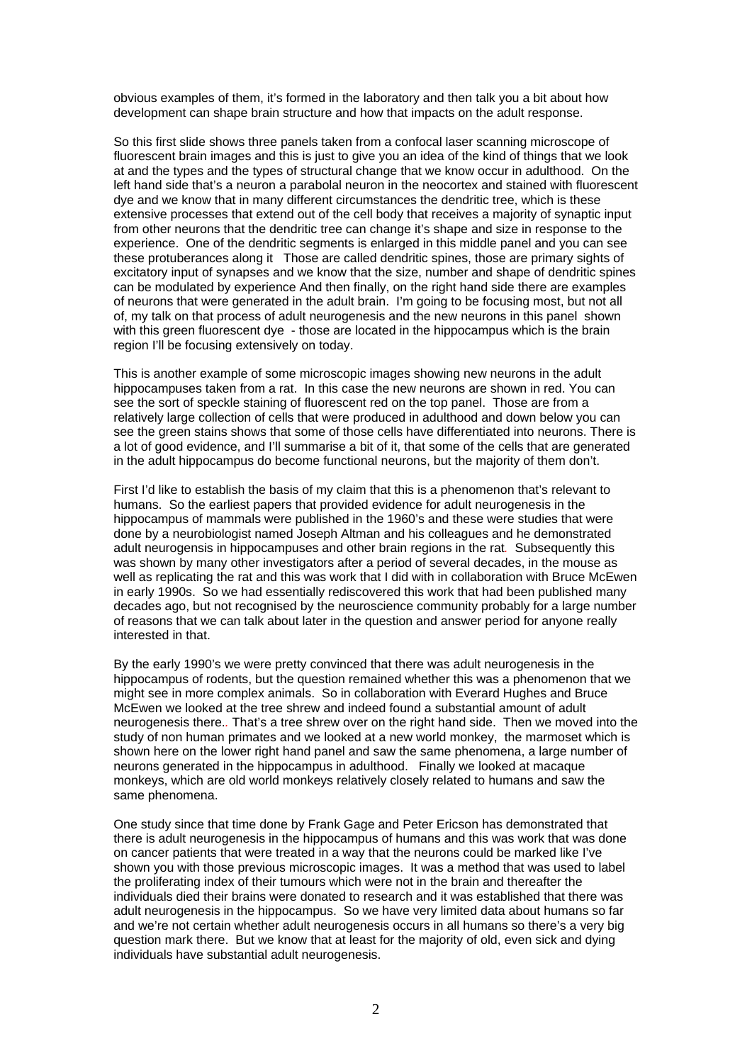obvious examples of them, it's formed in the laboratory and then talk you a bit about how development can shape brain structure and how that impacts on the adult response.

So this first slide shows three panels taken from a confocal laser scanning microscope of fluorescent brain images and this is just to give you an idea of the kind of things that we look at and the types and the types of structural change that we know occur in adulthood. On the left hand side that's a neuron a parabolal neuron in the neocortex and stained with fluorescent dye and we know that in many different circumstances the dendritic tree, which is these extensive processes that extend out of the cell body that receives a majority of synaptic input from other neurons that the dendritic tree can change it's shape and size in response to the experience. One of the dendritic segments is enlarged in this middle panel and you can see these protuberances along it Those are called dendritic spines, those are primary sights of excitatory input of synapses and we know that the size, number and shape of dendritic spines can be modulated by experience And then finally, on the right hand side there are examples of neurons that were generated in the adult brain. I'm going to be focusing most, but not all of, my talk on that process of adult neurogenesis and the new neurons in this panel shown with this green fluorescent dye - those are located in the hippocampus which is the brain region I'll be focusing extensively on today.

This is another example of some microscopic images showing new neurons in the adult hippocampuses taken from a rat. In this case the new neurons are shown in red. You can see the sort of speckle staining of fluorescent red on the top panel. Those are from a relatively large collection of cells that were produced in adulthood and down below you can see the green stains shows that some of those cells have differentiated into neurons. There is a lot of good evidence, and I'll summarise a bit of it, that some of the cells that are generated in the adult hippocampus do become functional neurons, but the majority of them don't.

First I'd like to establish the basis of my claim that this is a phenomenon that's relevant to humans. So the earliest papers that provided evidence for adult neurogenesis in the hippocampus of mammals were published in the 1960's and these were studies that were done by a neurobiologist named Joseph Altman and his colleagues and he demonstrated adult neurogensis in hippocampuses and other brain regions in the rat. Subsequently this was shown by many other investigators after a period of several decades, in the mouse as well as replicating the rat and this was work that I did with in collaboration with Bruce McEwen in early 1990s. So we had essentially rediscovered this work that had been published many decades ago, but not recognised by the neuroscience community probably for a large number of reasons that we can talk about later in the question and answer period for anyone really interested in that.

By the early 1990's we were pretty convinced that there was adult neurogenesis in the hippocampus of rodents, but the question remained whether this was a phenomenon that we might see in more complex animals. So in collaboration with Everard Hughes and Bruce McEwen we looked at the tree shrew and indeed found a substantial amount of adult neurogenesis there.. That's a tree shrew over on the right hand side. Then we moved into the study of non human primates and we looked at a new world monkey, the marmoset which is shown here on the lower right hand panel and saw the same phenomena, a large number of neurons generated in the hippocampus in adulthood. Finally we looked at macaque monkeys, which are old world monkeys relatively closely related to humans and saw the same phenomena.

One study since that time done by Frank Gage and Peter Ericson has demonstrated that there is adult neurogenesis in the hippocampus of humans and this was work that was done on cancer patients that were treated in a way that the neurons could be marked like I've shown you with those previous microscopic images. It was a method that was used to label the proliferating index of their tumours which were not in the brain and thereafter the individuals died their brains were donated to research and it was established that there was adult neurogenesis in the hippocampus. So we have very limited data about humans so far and we're not certain whether adult neurogenesis occurs in all humans so there's a very big question mark there. But we know that at least for the majority of old, even sick and dying individuals have substantial adult neurogenesis.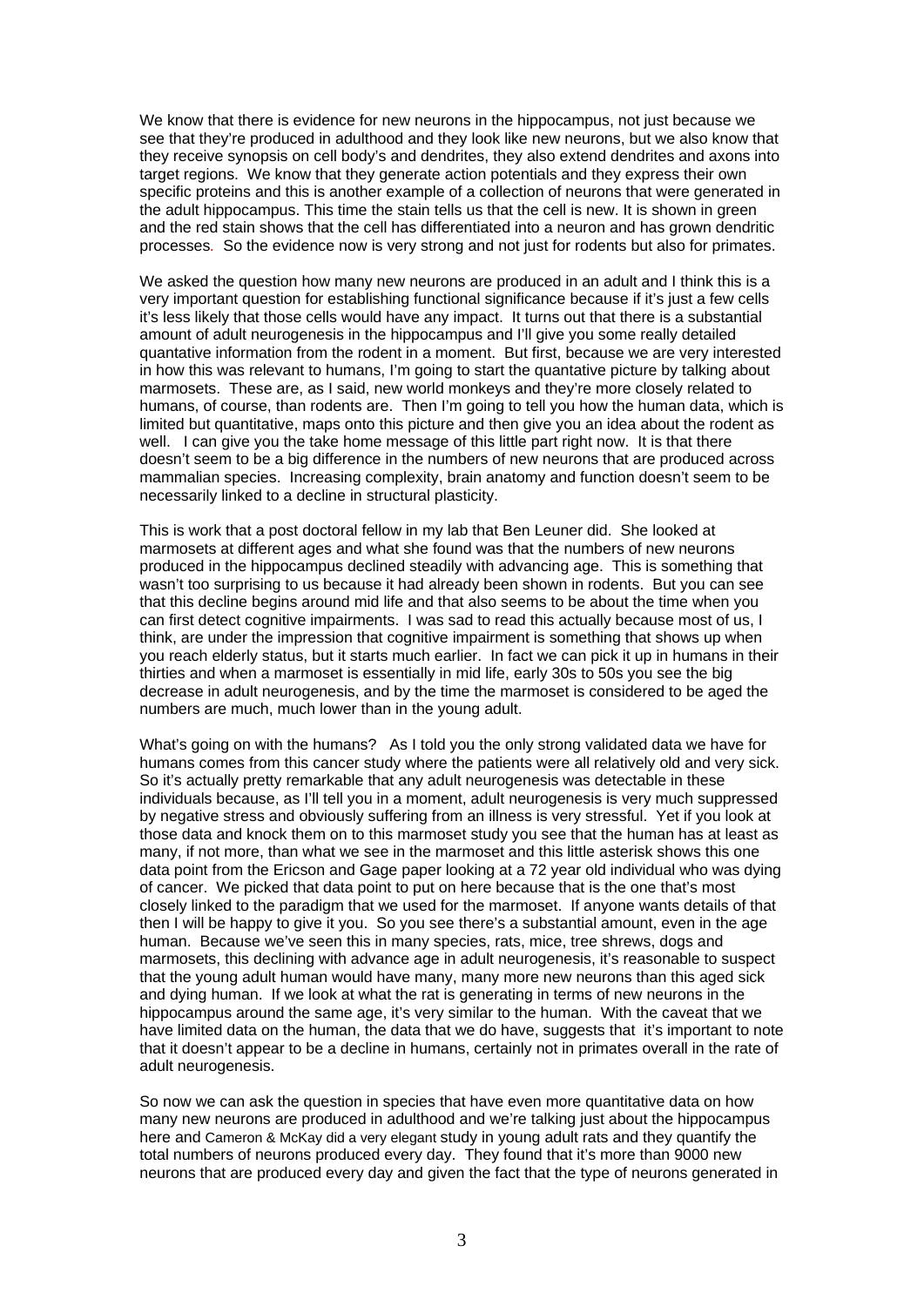We know that there is evidence for new neurons in the hippocampus, not just because we see that they're produced in adulthood and they look like new neurons, but we also know that they receive synopsis on cell body's and dendrites, they also extend dendrites and axons into target regions. We know that they generate action potentials and they express their own specific proteins and this is another example of a collection of neurons that were generated in the adult hippocampus. This time the stain tells us that the cell is new. It is shown in green and the red stain shows that the cell has differentiated into a neuron and has grown dendritic processes. So the evidence now is very strong and not just for rodents but also for primates.

We asked the question how many new neurons are produced in an adult and I think this is a very important question for establishing functional significance because if it's just a few cells it's less likely that those cells would have any impact. It turns out that there is a substantial amount of adult neurogenesis in the hippocampus and I'll give you some really detailed quantative information from the rodent in a moment. But first, because we are very interested in how this was relevant to humans, I'm going to start the quantative picture by talking about marmosets. These are, as I said, new world monkeys and they're more closely related to humans, of course, than rodents are. Then I'm going to tell you how the human data, which is limited but quantitative, maps onto this picture and then give you an idea about the rodent as well. I can give you the take home message of this little part right now. It is that there doesn't seem to be a big difference in the numbers of new neurons that are produced across mammalian species. Increasing complexity, brain anatomy and function doesn't seem to be necessarily linked to a decline in structural plasticity.

This is work that a post doctoral fellow in my lab that Ben Leuner did. She looked at marmosets at different ages and what she found was that the numbers of new neurons produced in the hippocampus declined steadily with advancing age. This is something that wasn't too surprising to us because it had already been shown in rodents. But you can see that this decline begins around mid life and that also seems to be about the time when you can first detect cognitive impairments. I was sad to read this actually because most of us, I think, are under the impression that cognitive impairment is something that shows up when you reach elderly status, but it starts much earlier. In fact we can pick it up in humans in their thirties and when a marmoset is essentially in mid life, early 30s to 50s you see the big decrease in adult neurogenesis, and by the time the marmoset is considered to be aged the numbers are much, much lower than in the young adult.

What's going on with the humans? As I told you the only strong validated data we have for humans comes from this cancer study where the patients were all relatively old and very sick. So it's actually pretty remarkable that any adult neurogenesis was detectable in these individuals because, as I'll tell you in a moment, adult neurogenesis is very much suppressed by negative stress and obviously suffering from an illness is very stressful. Yet if you look at those data and knock them on to this marmoset study you see that the human has at least as many, if not more, than what we see in the marmoset and this little asterisk shows this one data point from the Ericson and Gage paper looking at a 72 year old individual who was dying of cancer. We picked that data point to put on here because that is the one that's most closely linked to the paradigm that we used for the marmoset. If anyone wants details of that then I will be happy to give it you. So you see there's a substantial amount, even in the age human. Because we've seen this in many species, rats, mice, tree shrews, dogs and marmosets, this declining with advance age in adult neurogenesis, it's reasonable to suspect that the young adult human would have many, many more new neurons than this aged sick and dying human. If we look at what the rat is generating in terms of new neurons in the hippocampus around the same age, it's very similar to the human. With the caveat that we have limited data on the human, the data that we do have, suggests that it's important to note that it doesn't appear to be a decline in humans, certainly not in primates overall in the rate of adult neurogenesis.

So now we can ask the question in species that have even more quantitative data on how many new neurons are produced in adulthood and we're talking just about the hippocampus here and Cameron & McKay did a very elegant study in young adult rats and they quantify the total numbers of neurons produced every day. They found that it's more than 9000 new neurons that are produced every day and given the fact that the type of neurons generated in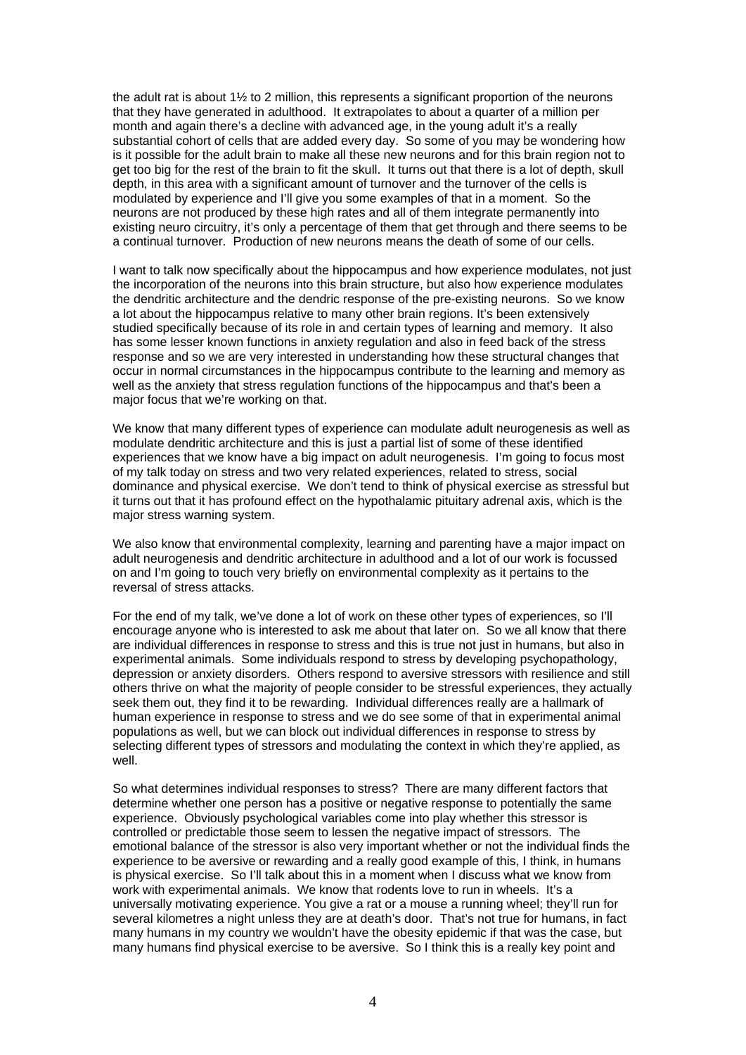the adult rat is about 1½ to 2 million, this represents a significant proportion of the neurons that they have generated in adulthood. It extrapolates to about a quarter of a million per month and again there's a decline with advanced age, in the young adult it's a really substantial cohort of cells that are added every day. So some of you may be wondering how is it possible for the adult brain to make all these new neurons and for this brain region not to get too big for the rest of the brain to fit the skull. It turns out that there is a lot of depth, skull depth, in this area with a significant amount of turnover and the turnover of the cells is modulated by experience and I'll give you some examples of that in a moment. So the neurons are not produced by these high rates and all of them integrate permanently into existing neuro circuitry, it's only a percentage of them that get through and there seems to be a continual turnover. Production of new neurons means the death of some of our cells.

I want to talk now specifically about the hippocampus and how experience modulates, not just the incorporation of the neurons into this brain structure, but also how experience modulates the dendritic architecture and the dendric response of the pre-existing neurons. So we know a lot about the hippocampus relative to many other brain regions. It's been extensively studied specifically because of its role in and certain types of learning and memory. It also has some lesser known functions in anxiety regulation and also in feed back of the stress response and so we are very interested in understanding how these structural changes that occur in normal circumstances in the hippocampus contribute to the learning and memory as well as the anxiety that stress regulation functions of the hippocampus and that's been a major focus that we're working on that.

We know that many different types of experience can modulate adult neurogenesis as well as modulate dendritic architecture and this is just a partial list of some of these identified experiences that we know have a big impact on adult neurogenesis. I'm going to focus most of my talk today on stress and two very related experiences, related to stress, social dominance and physical exercise. We don't tend to think of physical exercise as stressful but it turns out that it has profound effect on the hypothalamic pituitary adrenal axis, which is the major stress warning system.

We also know that environmental complexity, learning and parenting have a major impact on adult neurogenesis and dendritic architecture in adulthood and a lot of our work is focussed on and I'm going to touch very briefly on environmental complexity as it pertains to the reversal of stress attacks.

For the end of my talk, we've done a lot of work on these other types of experiences, so I'll encourage anyone who is interested to ask me about that later on. So we all know that there are individual differences in response to stress and this is true not just in humans, but also in experimental animals. Some individuals respond to stress by developing psychopathology, depression or anxiety disorders. Others respond to aversive stressors with resilience and still others thrive on what the majority of people consider to be stressful experiences, they actually seek them out, they find it to be rewarding. Individual differences really are a hallmark of human experience in response to stress and we do see some of that in experimental animal populations as well, but we can block out individual differences in response to stress by selecting different types of stressors and modulating the context in which they're applied, as well.

So what determines individual responses to stress? There are many different factors that determine whether one person has a positive or negative response to potentially the same experience. Obviously psychological variables come into play whether this stressor is controlled or predictable those seem to lessen the negative impact of stressors. The emotional balance of the stressor is also very important whether or not the individual finds the experience to be aversive or rewarding and a really good example of this, I think, in humans is physical exercise. So I'll talk about this in a moment when I discuss what we know from work with experimental animals. We know that rodents love to run in wheels. It's a universally motivating experience. You give a rat or a mouse a running wheel; they'll run for several kilometres a night unless they are at death's door. That's not true for humans, in fact many humans in my country we wouldn't have the obesity epidemic if that was the case, but many humans find physical exercise to be aversive. So I think this is a really key point and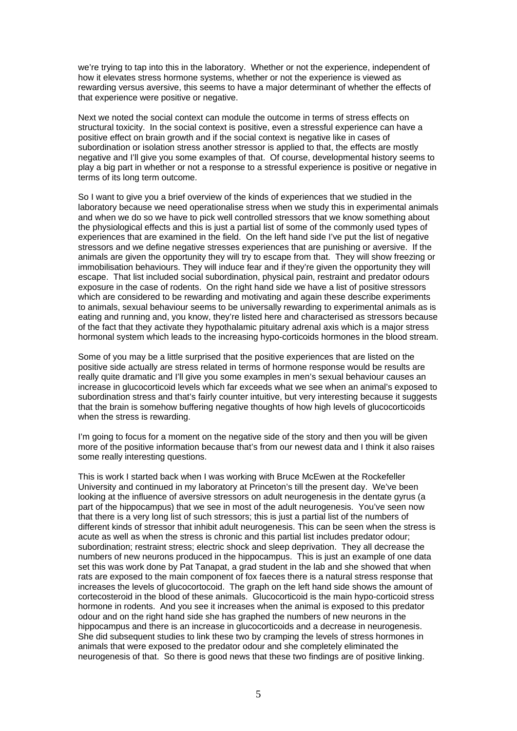we're trying to tap into this in the laboratory. Whether or not the experience, independent of how it elevates stress hormone systems, whether or not the experience is viewed as rewarding versus aversive, this seems to have a major determinant of whether the effects of that experience were positive or negative.

Next we noted the social context can module the outcome in terms of stress effects on structural toxicity. In the social context is positive, even a stressful experience can have a positive effect on brain growth and if the social context is negative like in cases of subordination or isolation stress another stressor is applied to that, the effects are mostly negative and I'll give you some examples of that. Of course, developmental history seems to play a big part in whether or not a response to a stressful experience is positive or negative in terms of its long term outcome.

So I want to give you a brief overview of the kinds of experiences that we studied in the laboratory because we need operationalise stress when we study this in experimental animals and when we do so we have to pick well controlled stressors that we know something about the physiological effects and this is just a partial list of some of the commonly used types of experiences that are examined in the field. On the left hand side I've put the list of negative stressors and we define negative stresses experiences that are punishing or aversive. If the animals are given the opportunity they will try to escape from that. They will show freezing or immobilisation behaviours. They will induce fear and if they're given the opportunity they will escape. That list included social subordination, physical pain, restraint and predator odours exposure in the case of rodents. On the right hand side we have a list of positive stressors which are considered to be rewarding and motivating and again these describe experiments to animals, sexual behaviour seems to be universally rewarding to experimental animals as is eating and running and, you know, they're listed here and characterised as stressors because of the fact that they activate they hypothalamic pituitary adrenal axis which is a major stress hormonal system which leads to the increasing hypo-corticoids hormones in the blood stream.

Some of you may be a little surprised that the positive experiences that are listed on the positive side actually are stress related in terms of hormone response would be results are really quite dramatic and I'll give you some examples in men's sexual behaviour causes an increase in glucocorticoid levels which far exceeds what we see when an animal's exposed to subordination stress and that's fairly counter intuitive, but very interesting because it suggests that the brain is somehow buffering negative thoughts of how high levels of glucocorticoids when the stress is rewarding.

I'm going to focus for a moment on the negative side of the story and then you will be given more of the positive information because that's from our newest data and I think it also raises some really interesting questions.

This is work I started back when I was working with Bruce McEwen at the Rockefeller University and continued in my laboratory at Princeton's till the present day. We've been looking at the influence of aversive stressors on adult neurogenesis in the dentate gyrus (a part of the hippocampus) that we see in most of the adult neurogenesis. You've seen now that there is a very long list of such stressors; this is just a partial list of the numbers of different kinds of stressor that inhibit adult neurogenesis. This can be seen when the stress is acute as well as when the stress is chronic and this partial list includes predator odour; subordination; restraint stress; electric shock and sleep deprivation. They all decrease the numbers of new neurons produced in the hippocampus. This is just an example of one data set this was work done by Pat Tanapat, a grad student in the lab and she showed that when rats are exposed to the main component of fox faeces there is a natural stress response that increases the levels of glucocortocoid. The graph on the left hand side shows the amount of cortecosteroid in the blood of these animals. Glucocorticoid is the main hypo-corticoid stress hormone in rodents. And you see it increases when the animal is exposed to this predator odour and on the right hand side she has graphed the numbers of new neurons in the hippocampus and there is an increase in glucocorticoids and a decrease in neurogenesis. She did subsequent studies to link these two by cramping the levels of stress hormones in animals that were exposed to the predator odour and she completely eliminated the neurogenesis of that. So there is good news that these two findings are of positive linking.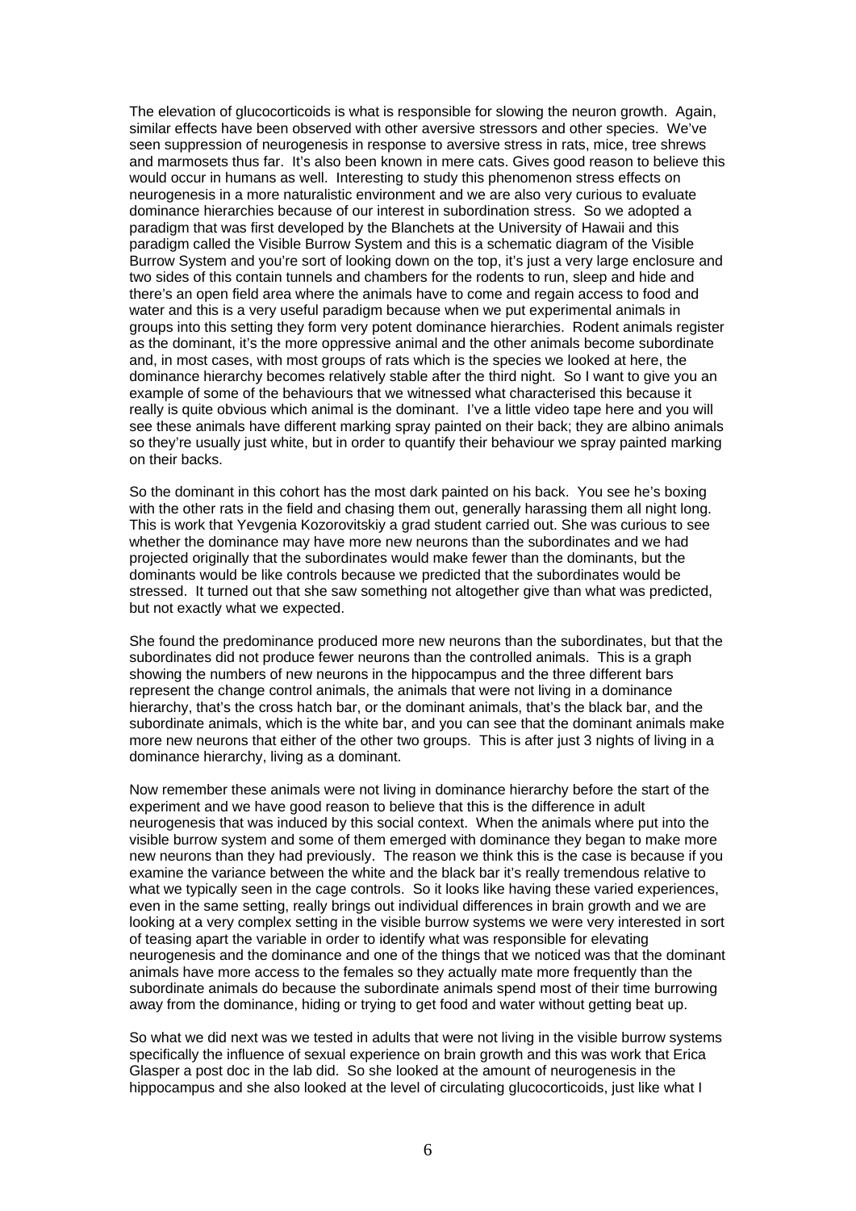The elevation of glucocorticoids is what is responsible for slowing the neuron growth. Again, similar effects have been observed with other aversive stressors and other species. We've seen suppression of neurogenesis in response to aversive stress in rats, mice, tree shrews and marmosets thus far. It's also been known in mere cats. Gives good reason to believe this would occur in humans as well. Interesting to study this phenomenon stress effects on neurogenesis in a more naturalistic environment and we are also very curious to evaluate dominance hierarchies because of our interest in subordination stress. So we adopted a paradigm that was first developed by the Blanchets at the University of Hawaii and this paradigm called the Visible Burrow System and this is a schematic diagram of the Visible Burrow System and you're sort of looking down on the top, it's just a very large enclosure and two sides of this contain tunnels and chambers for the rodents to run, sleep and hide and there's an open field area where the animals have to come and regain access to food and water and this is a very useful paradigm because when we put experimental animals in groups into this setting they form very potent dominance hierarchies. Rodent animals register as the dominant, it's the more oppressive animal and the other animals become subordinate and, in most cases, with most groups of rats which is the species we looked at here, the dominance hierarchy becomes relatively stable after the third night. So I want to give you an example of some of the behaviours that we witnessed what characterised this because it really is quite obvious which animal is the dominant. I've a little video tape here and you will see these animals have different marking spray painted on their back; they are albino animals so they're usually just white, but in order to quantify their behaviour we spray painted marking on their backs.

So the dominant in this cohort has the most dark painted on his back. You see he's boxing with the other rats in the field and chasing them out, generally harassing them all night long. This is work that Yevgenia Kozorovitskiy a grad student carried out. She was curious to see whether the dominance may have more new neurons than the subordinates and we had projected originally that the subordinates would make fewer than the dominants, but the dominants would be like controls because we predicted that the subordinates would be stressed. It turned out that she saw something not altogether give than what was predicted, but not exactly what we expected.

She found the predominance produced more new neurons than the subordinates, but that the subordinates did not produce fewer neurons than the controlled animals. This is a graph showing the numbers of new neurons in the hippocampus and the three different bars represent the change control animals, the animals that were not living in a dominance hierarchy, that's the cross hatch bar, or the dominant animals, that's the black bar, and the subordinate animals, which is the white bar, and you can see that the dominant animals make more new neurons that either of the other two groups. This is after just 3 nights of living in a dominance hierarchy, living as a dominant.

Now remember these animals were not living in dominance hierarchy before the start of the experiment and we have good reason to believe that this is the difference in adult neurogenesis that was induced by this social context. When the animals where put into the visible burrow system and some of them emerged with dominance they began to make more new neurons than they had previously. The reason we think this is the case is because if you examine the variance between the white and the black bar it's really tremendous relative to what we typically seen in the cage controls. So it looks like having these varied experiences, even in the same setting, really brings out individual differences in brain growth and we are looking at a very complex setting in the visible burrow systems we were very interested in sort of teasing apart the variable in order to identify what was responsible for elevating neurogenesis and the dominance and one of the things that we noticed was that the dominant animals have more access to the females so they actually mate more frequently than the subordinate animals do because the subordinate animals spend most of their time burrowing away from the dominance, hiding or trying to get food and water without getting beat up.

So what we did next was we tested in adults that were not living in the visible burrow systems specifically the influence of sexual experience on brain growth and this was work that Erica Glasper a post doc in the lab did. So she looked at the amount of neurogenesis in the hippocampus and she also looked at the level of circulating glucocorticoids, just like what I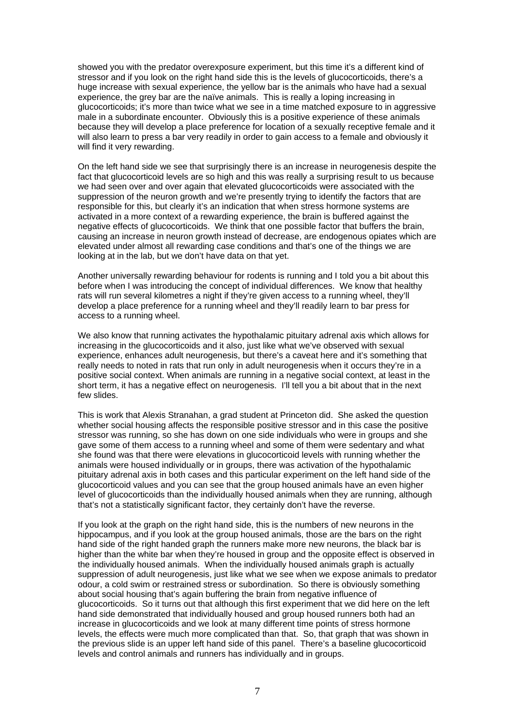showed you with the predator overexposure experiment, but this time it's a different kind of stressor and if you look on the right hand side this is the levels of glucocorticoids, there's a huge increase with sexual experience, the yellow bar is the animals who have had a sexual experience, the grey bar are the naïve animals. This is really a loping increasing in glucocorticoids; it's more than twice what we see in a time matched exposure to in aggressive male in a subordinate encounter. Obviously this is a positive experience of these animals because they will develop a place preference for location of a sexually receptive female and it will also learn to press a bar very readily in order to gain access to a female and obviously it will find it very rewarding.

On the left hand side we see that surprisingly there is an increase in neurogenesis despite the fact that glucocorticoid levels are so high and this was really a surprising result to us because we had seen over and over again that elevated glucocorticoids were associated with the suppression of the neuron growth and we're presently trying to identify the factors that are responsible for this, but clearly it's an indication that when stress hormone systems are activated in a more context of a rewarding experience, the brain is buffered against the negative effects of glucocorticoids. We think that one possible factor that buffers the brain, causing an increase in neuron growth instead of decrease, are endogenous opiates which are elevated under almost all rewarding case conditions and that's one of the things we are looking at in the lab, but we don't have data on that yet.

Another universally rewarding behaviour for rodents is running and I told you a bit about this before when I was introducing the concept of individual differences. We know that healthy rats will run several kilometres a night if they're given access to a running wheel, they'll develop a place preference for a running wheel and they'll readily learn to bar press for access to a running wheel.

We also know that running activates the hypothalamic pituitary adrenal axis which allows for increasing in the glucocorticoids and it also, just like what we've observed with sexual experience, enhances adult neurogenesis, but there's a caveat here and it's something that really needs to noted in rats that run only in adult neurogenesis when it occurs they're in a positive social context. When animals are running in a negative social context, at least in the short term, it has a negative effect on neurogenesis. I'll tell you a bit about that in the next few slides.

This is work that Alexis Stranahan, a grad student at Princeton did. She asked the question whether social housing affects the responsible positive stressor and in this case the positive stressor was running, so she has down on one side individuals who were in groups and she gave some of them access to a running wheel and some of them were sedentary and what she found was that there were elevations in glucocorticoid levels with running whether the animals were housed individually or in groups, there was activation of the hypothalamic pituitary adrenal axis in both cases and this particular experiment on the left hand side of the glucocorticoid values and you can see that the group housed animals have an even higher level of glucocorticoids than the individually housed animals when they are running, although that's not a statistically significant factor, they certainly don't have the reverse.

If you look at the graph on the right hand side, this is the numbers of new neurons in the hippocampus, and if you look at the group housed animals, those are the bars on the right hand side of the right handed graph the runners make more new neurons, the black bar is higher than the white bar when they're housed in group and the opposite effect is observed in the individually housed animals. When the individually housed animals graph is actually suppression of adult neurogenesis, just like what we see when we expose animals to predator odour, a cold swim or restrained stress or subordination. So there is obviously something about social housing that's again buffering the brain from negative influence of glucocorticoids. So it turns out that although this first experiment that we did here on the left hand side demonstrated that individually housed and group housed runners both had an increase in glucocorticoids and we look at many different time points of stress hormone levels, the effects were much more complicated than that. So, that graph that was shown in the previous slide is an upper left hand side of this panel. There's a baseline glucocorticoid levels and control animals and runners has individually and in groups.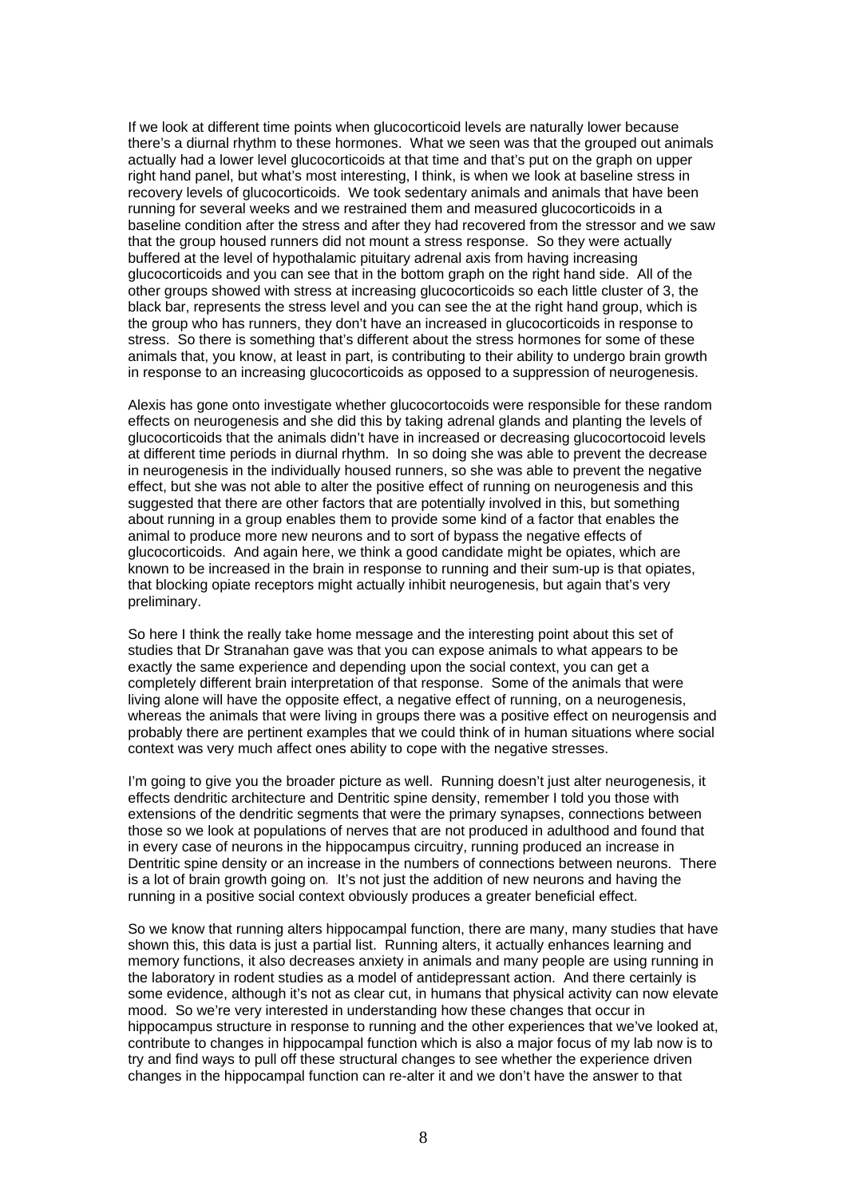If we look at different time points when glucocorticoid levels are naturally lower because there's a diurnal rhythm to these hormones. What we seen was that the grouped out animals actually had a lower level glucocorticoids at that time and that's put on the graph on upper right hand panel, but what's most interesting, I think, is when we look at baseline stress in recovery levels of glucocorticoids. We took sedentary animals and animals that have been running for several weeks and we restrained them and measured glucocorticoids in a baseline condition after the stress and after they had recovered from the stressor and we saw that the group housed runners did not mount a stress response. So they were actually buffered at the level of hypothalamic pituitary adrenal axis from having increasing glucocorticoids and you can see that in the bottom graph on the right hand side. All of the other groups showed with stress at increasing glucocorticoids so each little cluster of 3, the black bar, represents the stress level and you can see the at the right hand group, which is the group who has runners, they don't have an increased in glucocorticoids in response to stress. So there is something that's different about the stress hormones for some of these animals that, you know, at least in part, is contributing to their ability to undergo brain growth in response to an increasing glucocorticoids as opposed to a suppression of neurogenesis.

Alexis has gone onto investigate whether glucocortocoids were responsible for these random effects on neurogenesis and she did this by taking adrenal glands and planting the levels of glucocorticoids that the animals didn't have in increased or decreasing glucocortocoid levels at different time periods in diurnal rhythm. In so doing she was able to prevent the decrease in neurogenesis in the individually housed runners, so she was able to prevent the negative effect, but she was not able to alter the positive effect of running on neurogenesis and this suggested that there are other factors that are potentially involved in this, but something about running in a group enables them to provide some kind of a factor that enables the animal to produce more new neurons and to sort of bypass the negative effects of glucocorticoids. And again here, we think a good candidate might be opiates, which are known to be increased in the brain in response to running and their sum-up is that opiates, that blocking opiate receptors might actually inhibit neurogenesis, but again that's very preliminary.

So here I think the really take home message and the interesting point about this set of studies that Dr Stranahan gave was that you can expose animals to what appears to be exactly the same experience and depending upon the social context, you can get a completely different brain interpretation of that response. Some of the animals that were living alone will have the opposite effect, a negative effect of running, on a neurogenesis, whereas the animals that were living in groups there was a positive effect on neurogensis and probably there are pertinent examples that we could think of in human situations where social context was very much affect ones ability to cope with the negative stresses.

I'm going to give you the broader picture as well. Running doesn't just alter neurogenesis, it effects dendritic architecture and Dentritic spine density, remember I told you those with extensions of the dendritic segments that were the primary synapses, connections between those so we look at populations of nerves that are not produced in adulthood and found that in every case of neurons in the hippocampus circuitry, running produced an increase in Dentritic spine density or an increase in the numbers of connections between neurons. There is a lot of brain growth going on. It's not just the addition of new neurons and having the running in a positive social context obviously produces a greater beneficial effect.

So we know that running alters hippocampal function, there are many, many studies that have shown this, this data is just a partial list. Running alters, it actually enhances learning and memory functions, it also decreases anxiety in animals and many people are using running in the laboratory in rodent studies as a model of antidepressant action. And there certainly is some evidence, although it's not as clear cut, in humans that physical activity can now elevate mood. So we're very interested in understanding how these changes that occur in hippocampus structure in response to running and the other experiences that we've looked at, contribute to changes in hippocampal function which is also a major focus of my lab now is to try and find ways to pull off these structural changes to see whether the experience driven changes in the hippocampal function can re-alter it and we don't have the answer to that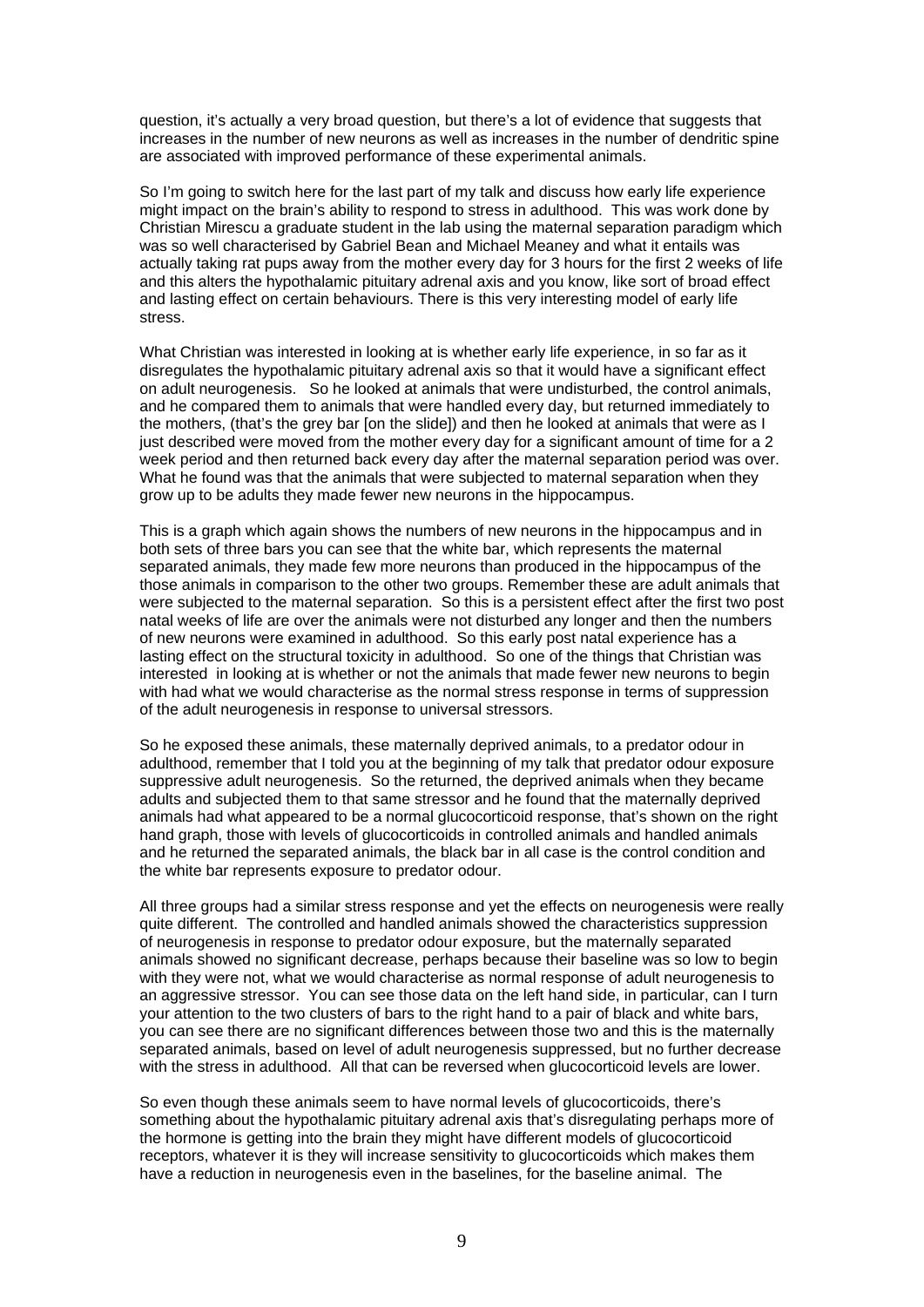question, it's actually a very broad question, but there's a lot of evidence that suggests that increases in the number of new neurons as well as increases in the number of dendritic spine are associated with improved performance of these experimental animals.

So I'm going to switch here for the last part of my talk and discuss how early life experience might impact on the brain's ability to respond to stress in adulthood. This was work done by Christian Mirescu a graduate student in the lab using the maternal separation paradigm which was so well characterised by Gabriel Bean and Michael Meaney and what it entails was actually taking rat pups away from the mother every day for 3 hours for the first 2 weeks of life and this alters the hypothalamic pituitary adrenal axis and you know, like sort of broad effect and lasting effect on certain behaviours. There is this very interesting model of early life stress.

What Christian was interested in looking at is whether early life experience, in so far as it disregulates the hypothalamic pituitary adrenal axis so that it would have a significant effect on adult neurogenesis. So he looked at animals that were undisturbed, the control animals, and he compared them to animals that were handled every day, but returned immediately to the mothers, (that's the grey bar [on the slide]) and then he looked at animals that were as I just described were moved from the mother every day for a significant amount of time for a 2 week period and then returned back every day after the maternal separation period was over. What he found was that the animals that were subjected to maternal separation when they grow up to be adults they made fewer new neurons in the hippocampus.

This is a graph which again shows the numbers of new neurons in the hippocampus and in both sets of three bars you can see that the white bar, which represents the maternal separated animals, they made few more neurons than produced in the hippocampus of the those animals in comparison to the other two groups. Remember these are adult animals that were subjected to the maternal separation. So this is a persistent effect after the first two post natal weeks of life are over the animals were not disturbed any longer and then the numbers of new neurons were examined in adulthood. So this early post natal experience has a lasting effect on the structural toxicity in adulthood. So one of the things that Christian was interested in looking at is whether or not the animals that made fewer new neurons to begin with had what we would characterise as the normal stress response in terms of suppression of the adult neurogenesis in response to universal stressors.

So he exposed these animals, these maternally deprived animals, to a predator odour in adulthood, remember that I told you at the beginning of my talk that predator odour exposure suppressive adult neurogenesis. So the returned, the deprived animals when they became adults and subjected them to that same stressor and he found that the maternally deprived animals had what appeared to be a normal glucocorticoid response, that's shown on the right hand graph, those with levels of glucocorticoids in controlled animals and handled animals and he returned the separated animals, the black bar in all case is the control condition and the white bar represents exposure to predator odour.

All three groups had a similar stress response and yet the effects on neurogenesis were really quite different. The controlled and handled animals showed the characteristics suppression of neurogenesis in response to predator odour exposure, but the maternally separated animals showed no significant decrease, perhaps because their baseline was so low to begin with they were not, what we would characterise as normal response of adult neurogenesis to an aggressive stressor. You can see those data on the left hand side, in particular, can I turn your attention to the two clusters of bars to the right hand to a pair of black and white bars, you can see there are no significant differences between those two and this is the maternally separated animals, based on level of adult neurogenesis suppressed, but no further decrease with the stress in adulthood. All that can be reversed when glucocorticoid levels are lower.

So even though these animals seem to have normal levels of glucocorticoids, there's something about the hypothalamic pituitary adrenal axis that's disregulating perhaps more of the hormone is getting into the brain they might have different models of glucocorticoid receptors, whatever it is they will increase sensitivity to glucocorticoids which makes them have a reduction in neurogenesis even in the baselines, for the baseline animal. The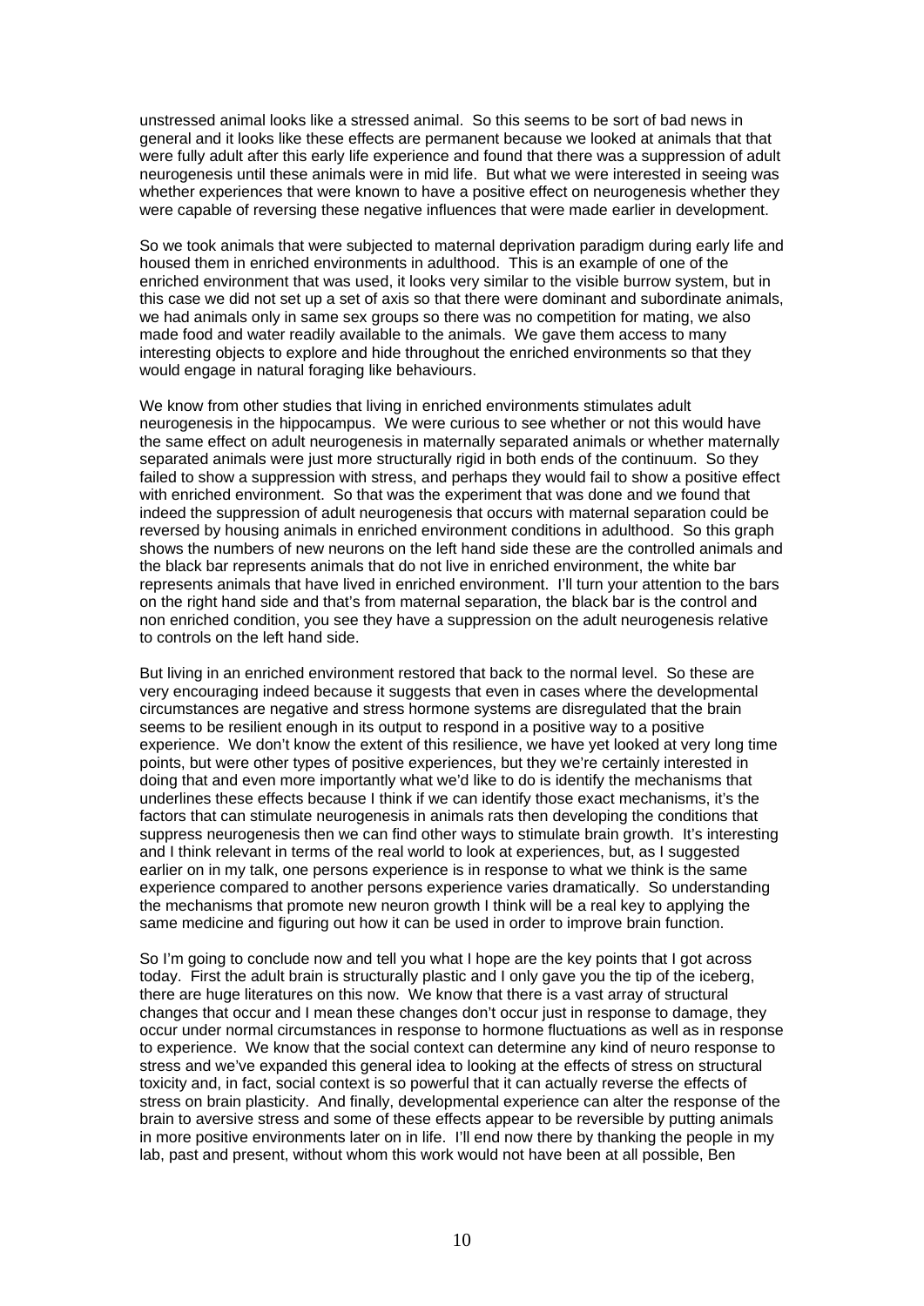unstressed animal looks like a stressed animal. So this seems to be sort of bad news in general and it looks like these effects are permanent because we looked at animals that that were fully adult after this early life experience and found that there was a suppression of adult neurogenesis until these animals were in mid life. But what we were interested in seeing was whether experiences that were known to have a positive effect on neurogenesis whether they were capable of reversing these negative influences that were made earlier in development.

So we took animals that were subjected to maternal deprivation paradigm during early life and housed them in enriched environments in adulthood. This is an example of one of the enriched environment that was used, it looks very similar to the visible burrow system, but in this case we did not set up a set of axis so that there were dominant and subordinate animals, we had animals only in same sex groups so there was no competition for mating, we also made food and water readily available to the animals. We gave them access to many interesting objects to explore and hide throughout the enriched environments so that they would engage in natural foraging like behaviours.

We know from other studies that living in enriched environments stimulates adult neurogenesis in the hippocampus. We were curious to see whether or not this would have the same effect on adult neurogenesis in maternally separated animals or whether maternally separated animals were just more structurally rigid in both ends of the continuum. So they failed to show a suppression with stress, and perhaps they would fail to show a positive effect with enriched environment. So that was the experiment that was done and we found that indeed the suppression of adult neurogenesis that occurs with maternal separation could be reversed by housing animals in enriched environment conditions in adulthood. So this graph shows the numbers of new neurons on the left hand side these are the controlled animals and the black bar represents animals that do not live in enriched environment, the white bar represents animals that have lived in enriched environment. I'll turn your attention to the bars on the right hand side and that's from maternal separation, the black bar is the control and non enriched condition, you see they have a suppression on the adult neurogenesis relative to controls on the left hand side.

But living in an enriched environment restored that back to the normal level. So these are very encouraging indeed because it suggests that even in cases where the developmental circumstances are negative and stress hormone systems are disregulated that the brain seems to be resilient enough in its output to respond in a positive way to a positive experience. We don't know the extent of this resilience, we have yet looked at very long time points, but were other types of positive experiences, but they we're certainly interested in doing that and even more importantly what we'd like to do is identify the mechanisms that underlines these effects because I think if we can identify those exact mechanisms, it's the factors that can stimulate neurogenesis in animals rats then developing the conditions that suppress neurogenesis then we can find other ways to stimulate brain growth. It's interesting and I think relevant in terms of the real world to look at experiences, but, as I suggested earlier on in my talk, one persons experience is in response to what we think is the same experience compared to another persons experience varies dramatically. So understanding the mechanisms that promote new neuron growth I think will be a real key to applying the same medicine and figuring out how it can be used in order to improve brain function.

So I'm going to conclude now and tell you what I hope are the key points that I got across today. First the adult brain is structurally plastic and I only gave you the tip of the iceberg, there are huge literatures on this now. We know that there is a vast array of structural changes that occur and I mean these changes don't occur just in response to damage, they occur under normal circumstances in response to hormone fluctuations as well as in response to experience. We know that the social context can determine any kind of neuro response to stress and we've expanded this general idea to looking at the effects of stress on structural toxicity and, in fact, social context is so powerful that it can actually reverse the effects of stress on brain plasticity. And finally, developmental experience can alter the response of the brain to aversive stress and some of these effects appear to be reversible by putting animals in more positive environments later on in life. I'll end now there by thanking the people in my lab, past and present, without whom this work would not have been at all possible, Ben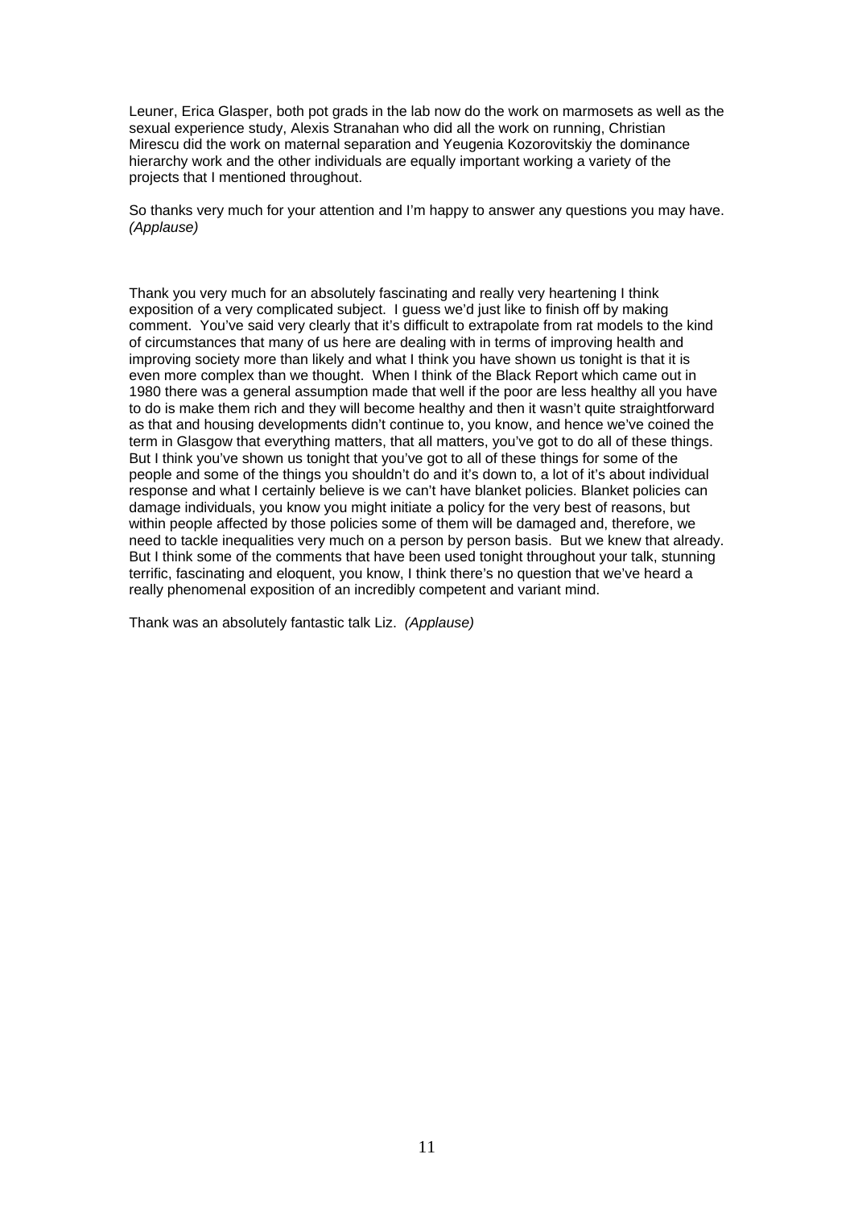Leuner, Erica Glasper, both pot grads in the lab now do the work on marmosets as well as the sexual experience study, Alexis Stranahan who did all the work on running, Christian Mirescu did the work on maternal separation and Yeugenia Kozorovitskiy the dominance hierarchy work and the other individuals are equally important working a variety of the projects that I mentioned throughout.

So thanks very much for your attention and I'm happy to answer any questions you may have. *(Applause)*

Thank you very much for an absolutely fascinating and really very heartening I think exposition of a very complicated subject. I guess we'd just like to finish off by making comment. You've said very clearly that it's difficult to extrapolate from rat models to the kind of circumstances that many of us here are dealing with in terms of improving health and improving society more than likely and what I think you have shown us tonight is that it is even more complex than we thought. When I think of the Black Report which came out in 1980 there was a general assumption made that well if the poor are less healthy all you have to do is make them rich and they will become healthy and then it wasn't quite straightforward as that and housing developments didn't continue to, you know, and hence we've coined the term in Glasgow that everything matters, that all matters, you've got to do all of these things. But I think you've shown us tonight that you've got to all of these things for some of the people and some of the things you shouldn't do and it's down to, a lot of it's about individual response and what I certainly believe is we can't have blanket policies. Blanket policies can damage individuals, you know you might initiate a policy for the very best of reasons, but within people affected by those policies some of them will be damaged and, therefore, we need to tackle inequalities very much on a person by person basis. But we knew that already. But I think some of the comments that have been used tonight throughout your talk, stunning terrific, fascinating and eloquent, you know, I think there's no question that we've heard a really phenomenal exposition of an incredibly competent and variant mind.

Thank was an absolutely fantastic talk Liz. *(Applause)*